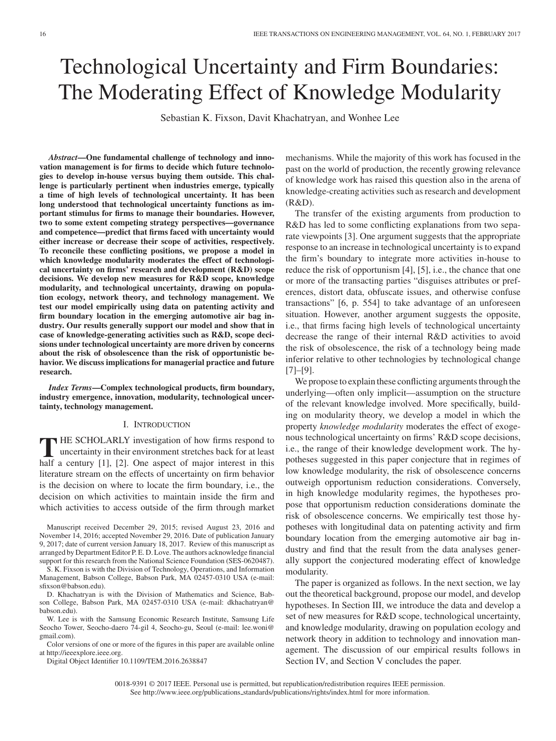# Technological Uncertainty and Firm Boundaries: The Moderating Effect of Knowledge Modularity

Sebastian K. Fixson, Davit Khachatryan, and Wonhee Lee

***Abstract*—One fundamental challenge of technology and innovation management is for firms to decide which future technologies to develop in-house versus buying them outside. This challenge is particularly pertinent when industries emerge, typically a time of high levels of technological uncertainty. It has been long understood that technological uncertainty functions as important stimulus for firms to manage their boundaries. However, two to some extent competing strategy perspectives—governance and competence—predict that firms faced with uncertainty would either increase or decrease their scope of activities, respectively. To reconcile these conflicting positions, we propose a model in which knowledge modularity moderates the effect of technological uncertainty on firms' research and development (R&D) scope decisions. We develop new measures for R&D scope, knowledge modularity, and technological uncertainty, drawing on population ecology, network theory, and technology management. We test our model empirically using data on patenting activity and firm boundary location in the emerging automotive air bag industry. Our results generally support our model and show that in case of knowledge-generating activities such as R&D, scope decisions under technological uncertainty are more driven by concerns about the risk of obsolescence than the risk of opportunistic behavior. We discuss implications for managerial practice and future research.**

***Index Terms*—Complex technological products, firm boundary, industry emergence, innovation, modularity, technological uncertainty, technology management.**

## I. Introduction

THE SCHOLARLY investigation of how firms respond to uncertainty in their environment stretches back for at least half a century [1], [2]. One aspect of major interest in this literature stream on the effects of uncertainty on firm behavior is the decision on where to locate the firm boundary, i.e., the decision on which activities to maintain inside the firm and which activities to access outside of the firm through market mechanisms. While the majority of this work has focused in the past on the world of production, the recently growing relevance of knowledge work has raised this question also in the arena of knowledge-creating activities such as research and development (R&D).

The transfer of the existing arguments from production to R&D has led to some conflicting explanations from two separate viewpoints [3]. One argument suggests that the appropriate response to an increase in technological uncertainty is to expand the firm's boundary to integrate more activities in-house to reduce the risk of opportunism [4], [5], i.e., the chance that one or more of the transacting parties "disguises attributes or preferences, distort data, obfuscate issues, and otherwise confuse transactions" [6, p. 554] to take advantage of an unforeseen situation. However, another argument suggests the opposite, i.e., that firms facing high levels of technological uncertainty decrease the range of their internal R&D activities to avoid the risk of obsolescence, the risk of a technology being made inferior relative to other technologies by technological change [7]–[9].

We propose to explain these conflicting arguments through the underlying—often only implicit—assumption on the structure of the relevant knowledge involved. More specifically, building on modularity theory, we develop a model in which the property *knowledge modularity* moderates the effect of exogenous technological uncertainty on firms' R&D scope decisions, i.e., the range of their knowledge development work. The hypotheses suggested in this paper conjecture that in regimes of low knowledge modularity, the risk of obsolescence concerns outweigh opportunism reduction considerations. Conversely, in high knowledge modularity regimes, the hypotheses propose that opportunism reduction considerations dominate the risk of obsolescence concerns. We empirically test those hypotheses with longitudinal data on patenting activity and firm boundary location from the emerging automotive air bag industry and find that the result from the data analyses generally support the conjectured moderating effect of knowledge modularity.

The paper is organized as follows. In the next section, we lay out the theoretical background, propose our model, and develop hypotheses. In Section III, we introduce the data and develop a set of new measures for R&D scope, technological uncertainty, and knowledge modularity, drawing on population ecology and network theory in addition to technology and innovation management. The discussion of our empirical results follows in Section IV, and Section V concludes the paper.

---

Manuscript received December 29, 2015; revised August 23, 2016 and November 14, 2016; accepted November 29, 2016. Date of publication January 9, 2017; date of current version January 18, 2017. Review of this manuscript as arranged by Department Editor P. E. D. Love. The authors acknowledge financial support for this research from the National Science Foundation (SES-0620487).

S. K. Fixson is with the Division of Technology, Operations, and Information Management, Babson College, Babson Park, MA 02457-0310 USA (e-mail: sfixson@babson.edu).

D. Khachatryan is with the Division of Mathematics and Science, Babson College, Babson Park, MA 02457-0310 USA (e-mail: dkhachatryan@babson.edu).

W. Lee is with the Samsung Economic Research Institute, Samsung Life Seocho Tower, Seocho-daero 74-gil 4, Seocho-gu, Seoul (e-mail: lee.woni@gmail.com).

Color versions of one or more of the figures in this paper are available online at http://ieeexplore.ieee.org.

Digital Object Identifier 10.1109/TEM.2016.2638847

0018-9391 © 2017 IEEE. Personal use is permitted, but republication/redistribution requires IEEE permission. See http://www.ieee.org/publications_standards/publications/rights/index.html for more information.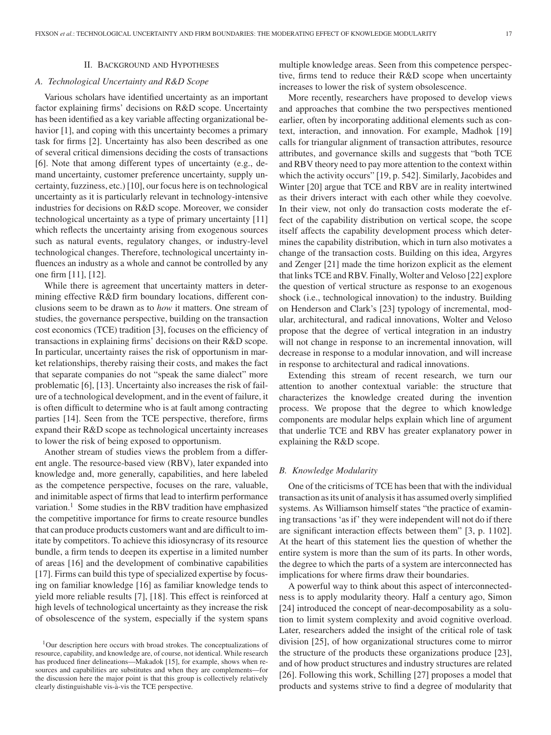## II. Background and Hypotheses

### A. Technological Uncertainty and R&D Scope

Various scholars have identified uncertainty as an important factor explaining firms' decisions on R&D scope. Uncertainty has been identified as a key variable affecting organizational behavior [1], and coping with this uncertainty becomes a primary task for firms [2]. Uncertainty has also been described as one of several critical dimensions deciding the costs of transactions [6]. Note that among different types of uncertainty (e.g., demand uncertainty, customer preference uncertainty, supply uncertainty, fuzziness, etc.) [10], our focus here is on technological uncertainty as it is particularly relevant in technology-intensive industries for decisions on R&D scope. Moreover, we consider technological uncertainty as a type of primary uncertainty [11] which reflects the uncertainty arising from exogenous sources such as natural events, regulatory changes, or industry-level technological changes. Therefore, technological uncertainty influences an industry as a whole and cannot be controlled by any one firm [11], [12].

While there is agreement that uncertainty matters in determining effective R&D firm boundary locations, different conclusions seem to be drawn as to *how* it matters. One stream of studies, the governance perspective, building on the transaction cost economics (TCE) tradition [3], focuses on the efficiency of transactions in explaining firms' decisions on their R&D scope. In particular, uncertainty raises the risk of opportunism in market relationships, thereby raising their costs, and makes the fact that separate companies do not "speak the same dialect" more problematic [6], [13]. Uncertainty also increases the risk of failure of a technological development, and in the event of failure, it is often difficult to determine who is at fault among contracting parties [14]. Seen from the TCE perspective, therefore, firms expand their R&D scope as technological uncertainty increases to lower the risk of being exposed to opportunism.

Another stream of studies views the problem from a different angle. The resource-based view (RBV), later expanded into knowledge and, more generally, capabilities, and here labeled as the competence perspective, focuses on the rare, valuable, and inimitable aspect of firms that lead to interfirm performance variation.[1] Some studies in the RBV tradition have emphasized the competitive importance for firms to create resource bundles that can produce products customers want and are difficult to imitate by competitors. To achieve this idiosyncrasy of its resource bundle, a firm tends to deepen its expertise in a limited number of areas [16] and the development of combinative capabilities [17]. Firms can build this type of specialized expertise by focusing on familiar knowledge [16] as familiar knowledge tends to yield more reliable results [7], [18]. This effect is reinforced at high levels of technological uncertainty as they increase the risk of obsolescence of the system, especially if the system spans multiple knowledge areas. Seen from this competence perspective, firms tend to reduce their R&D scope when uncertainty increases to lower the risk of system obsolescence.

More recently, researchers have proposed to develop views and approaches that combine the two perspectives mentioned earlier, often by incorporating additional elements such as context, interaction, and innovation. For example, Madhok [19] calls for triangular alignment of transaction attributes, resource attributes, and governance skills and suggests that "both TCE and RBV theory need to pay more attention to the context within which the activity occurs" [19, p. 542]. Similarly, Jacobides and Winter [20] argue that TCE and RBV are in reality intertwined as their drivers interact with each other while they coevolve. In their view, not only do transaction costs moderate the effect of the capability distribution on vertical scope, the scope itself affects the capability development process which determines the capability distribution, which in turn also motivates a change of the transaction costs. Building on this idea, Argyres and Zenger [21] made the time horizon explicit as the element that links TCE and RBV. Finally, Wolter and Veloso [22] explore the question of vertical structure as response to an exogenous shock (i.e., technological innovation) to the industry. Building on Henderson and Clark's [23] typology of incremental, modular, architectural, and radical innovations, Wolter and Veloso propose that the degree of vertical integration in an industry will not change in response to an incremental innovation, will decrease in response to a modular innovation, and will increase in response to architectural and radical innovations.

Extending this stream of recent research, we turn our attention to another contextual variable: the structure that characterizes the knowledge created during the invention process. We propose that the degree to which knowledge components are modular helps explain which line of argument that underlie TCE and RBV has greater explanatory power in explaining the R&D scope.

### B. Knowledge Modularity

One of the criticisms of TCE has been that with the individual transaction as its unit of analysis it has assumed overly simplified systems. As Williamson himself states "the practice of examining transactions 'as if' they were independent will not do if there are significant interaction effects between them" [3, p. 1102]. At the heart of this statement lies the question of whether the entire system is more than the sum of its parts. In other words, the degree to which the parts of a system are interconnected has implications for where firms draw their boundaries.

A powerful way to think about this aspect of interconnectedness is to apply modularity theory. Half a century ago, Simon [24] introduced the concept of near-decomposability as a solution to limit system complexity and avoid cognitive overload. Later, researchers added the insight of the critical role of task division [25], of how organizational structures come to mirror the structure of the products these organizations produce [23], and of how product structures and industry structures are related [26]. Following this work, Schilling [27] proposes a model that products and systems strive to find a degree of modularity that

[1] Our description here occurs with broad strokes. The conceptualizations of resource, capability, and knowledge are, of course, not identical. While research has produced finer delineations—Makadok [15], for example, shows when resources and capabilities are substitutes and when they are complements—for the discussion here the major point is that this group is collectively relatively clearly distinguishable vis-à-vis the TCE perspective.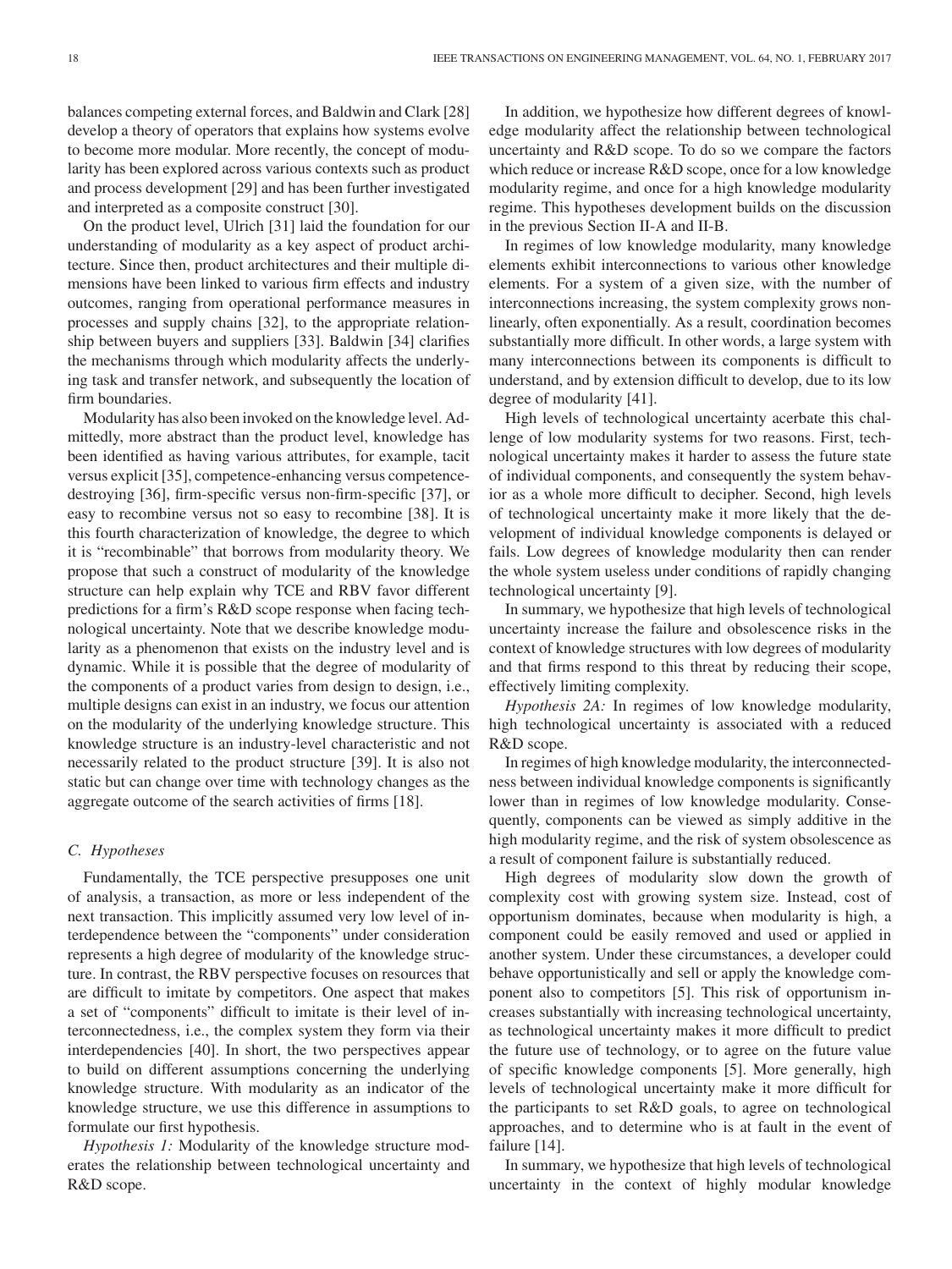balances competing external forces, and Baldwin and Clark [28] develop a theory of operators that explains how systems evolve to become more modular. More recently, the concept of modularity has been explored across various contexts such as product and process development [29] and has been further investigated and interpreted as a composite construct [30].

On the product level, Ulrich [31] laid the foundation for our understanding of modularity as a key aspect of product architecture. Since then, product architectures and their multiple dimensions have been linked to various firm effects and industry outcomes, ranging from operational performance measures in processes and supply chains [32], to the appropriate relationship between buyers and suppliers [33]. Baldwin [34] clarifies the mechanisms through which modularity affects the underlying task and transfer network, and subsequently the location of firm boundaries.

Modularity has also been invoked on the knowledge level. Admittedly, more abstract than the product level, knowledge has been identified as having various attributes, for example, tacit versus explicit [35], competence-enhancing versus competence-destroying [36], firm-specific versus non-firm-specific [37], or easy to recombine versus not so easy to recombine [38]. It is this fourth characterization of knowledge, the degree to which it is "recombinable" that borrows from modularity theory. We propose that such a construct of modularity of the knowledge structure can help explain why TCE and RBV favor different predictions for a firm's R&D scope response when facing technological uncertainty. Note that we describe knowledge modularity as a phenomenon that exists on the industry level and is dynamic. While it is possible that the degree of modularity of the components of a product varies from design to design, i.e., multiple designs can exist in an industry, we focus our attention on the modularity of the underlying knowledge structure. This knowledge structure is an industry-level characteristic and not necessarily related to the product structure [39]. It is also not static but can change over time with technology changes as the aggregate outcome of the search activities of firms [18].

### *C. Hypotheses*

Fundamentally, the TCE perspective presupposes one unit of analysis, a transaction, as more or less independent of the next transaction. This implicitly assumed very low level of interdependence between the "components" under consideration represents a high degree of modularity of the knowledge structure. In contrast, the RBV perspective focuses on resources that are difficult to imitate by competitors. One aspect that makes a set of "components" difficult to imitate is their level of interconnectedness, i.e., the complex system they form via their interdependencies [40]. In short, the two perspectives appear to build on different assumptions concerning the underlying knowledge structure. With modularity as an indicator of the knowledge structure, we use this difference in assumptions to formulate our first hypothesis.

*Hypothesis 1:* Modularity of the knowledge structure moderates the relationship between technological uncertainty and R&D scope.

In addition, we hypothesize how different degrees of knowledge modularity affect the relationship between technological uncertainty and R&D scope. To do so we compare the factors which reduce or increase R&D scope, once for a low knowledge modularity regime, and once for a high knowledge modularity regime. This hypotheses development builds on the discussion in the previous Section II-A and II-B.

In regimes of low knowledge modularity, many knowledge elements exhibit interconnections to various other knowledge elements. For a system of a given size, with the number of interconnections increasing, the system complexity grows non-linearly, often exponentially. As a result, coordination becomes substantially more difficult. In other words, a large system with many interconnections between its components is difficult to understand, and by extension difficult to develop, due to its low degree of modularity [41].

High levels of technological uncertainty acerbate this challenge of low modularity systems for two reasons. First, technological uncertainty makes it harder to assess the future state of individual components, and consequently the system behavior as a whole more difficult to decipher. Second, high levels of technological uncertainty make it more likely that the development of individual knowledge components is delayed or fails. Low degrees of knowledge modularity then can render the whole system useless under conditions of rapidly changing technological uncertainty [9].

In summary, we hypothesize that high levels of technological uncertainty increase the failure and obsolescence risks in the context of knowledge structures with low degrees of modularity and that firms respond to this threat by reducing their scope, effectively limiting complexity.

*Hypothesis 2A:* In regimes of low knowledge modularity, high technological uncertainty is associated with a reduced R&D scope.

In regimes of high knowledge modularity, the interconnectedness between individual knowledge components is significantly lower than in regimes of low knowledge modularity. Consequently, components can be viewed as simply additive in the high modularity regime, and the risk of system obsolescence as a result of component failure is substantially reduced.

High degrees of modularity slow down the growth of complexity cost with growing system size. Instead, cost of opportunism dominates, because when modularity is high, a component could be easily removed and used or applied in another system. Under these circumstances, a developer could behave opportunistically and sell or apply the knowledge component also to competitors [5]. This risk of opportunism increases substantially with increasing technological uncertainty, as technological uncertainty makes it more difficult to predict the future use of technology, or to agree on the future value of specific knowledge components [5]. More generally, high levels of technological uncertainty make it more difficult for the participants to set R&D goals, to agree on technological approaches, and to determine who is at fault in the event of failure [14].

In summary, we hypothesize that high levels of technological uncertainty in the context of highly modular knowledge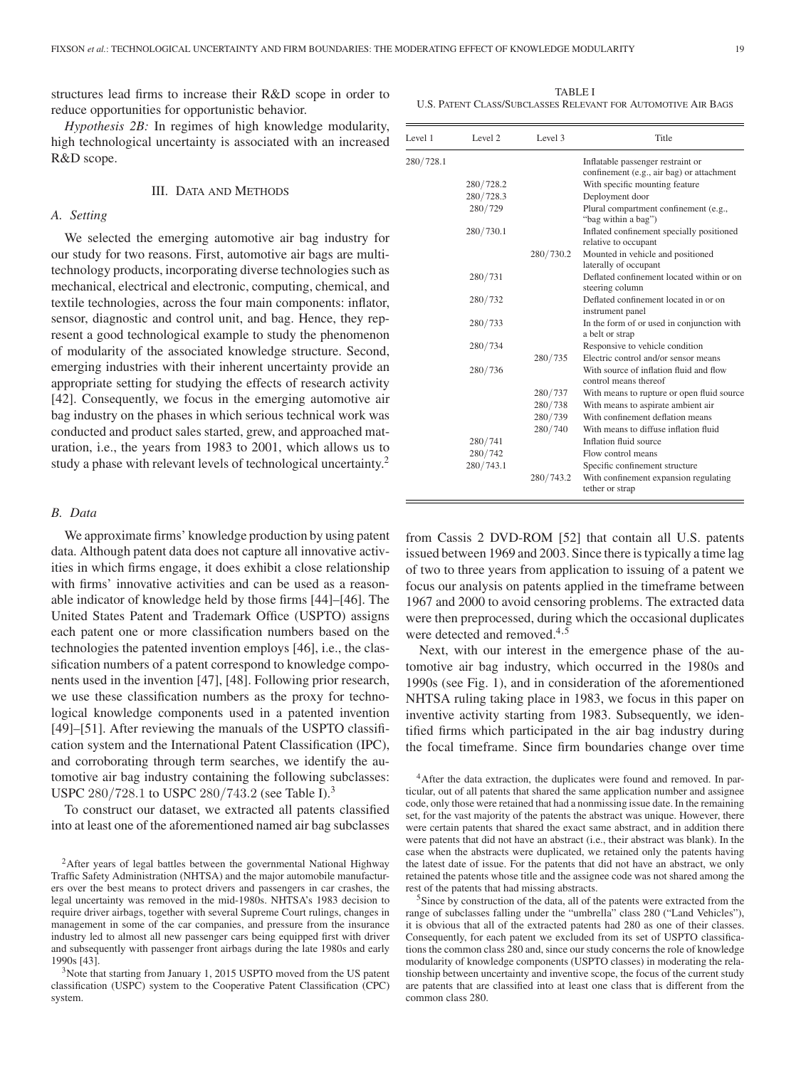structures lead firms to increase their R&D scope in order to reduce opportunities for opportunistic behavior.

*Hypothesis 2B:* In regimes of high knowledge modularity, high technological uncertainty is associated with an increased R&D scope.

## III. Data and Methods

### A. Setting

We selected the emerging automotive air bag industry for our study for two reasons. First, automotive air bags are multi-technology products, incorporating diverse technologies such as mechanical, electrical and electronic, computing, chemical, and textile technologies, across the four main components: inflator, sensor, diagnostic and control unit, and bag. Hence, they represent a good technological example to study the phenomenon of modularity of the associated knowledge structure. Second, emerging industries with their inherent uncertainty provide an appropriate setting for studying the effects of research activity [42]. Consequently, we focus in the emerging automotive air bag industry on the phases in which serious technical work was conducted and product sales started, grew, and approached maturation, i.e., the years from 1983 to 2001, which allows us to study a phase with relevant levels of technological uncertainty.[2]

### B. Data

We approximate firms' knowledge production by using patent data. Although patent data does not capture all innovative activities in which firms engage, it does exhibit a close relationship with firms' innovative activities and can be used as a reasonable indicator of knowledge held by those firms [44]–[46]. The United States Patent and Trademark Office (USPTO) assigns each patent one or more classification numbers based on the technologies the patented invention employs [46], i.e., the classification numbers of a patent correspond to knowledge components used in the invention [47], [48]. Following prior research, we use these classification numbers as the proxy for technological knowledge components used in a patented invention [49]–[51]. After reviewing the manuals of the USPTO classification system and the International Patent Classification (IPC), and corroborating through term searches, we identify the automotive air bag industry containing the following subclasses: USPC 280/728.1 to USPC 280/743.2 (see Table I).[3]

To construct our dataset, we extracted all patents classified into at least one of the aforementioned named air bag subclasses from Cassis 2 DVD-ROM [52] that contain all U.S. patents issued between 1969 and 2003. Since there is typically a time lag of two to three years from application to issuing of a patent we focus our analysis on patents applied in the timeframe between 1967 and 2000 to avoid censoring problems. The extracted data were then preprocessed, during which the occasional duplicates were detected and removed.[4,5]

Next, with our interest in the emergence phase of the automotive air bag industry, which occurred in the 1980s and 1990s (see Fig. 1), and in consideration of the aforementioned NHTSA ruling taking place in 1983, we focus in this paper on inventive activity starting from 1983. Subsequently, we identified firms which participated in the air bag industry during the focal timeframe. Since firm boundaries change over time

TABLE I
U.S. Patent Class/Subclasses Relevant for Automotive Air Bags

| Level 1 | Level 2 | Level 3 | Title |
|---|---|---|---|
| 280/728.1 | | | Inflatable passenger restraint or confinement (e.g., air bag) or attachment |
| | 280/728.2 | | With specific mounting feature |
| | 280/728.3 | | Deployment door |
| | 280/729 | | Plural compartment confinement (e.g., "bag within a bag") |
| | 280/730.1 | | Inflated confinement specially positioned relative to occupant |
| | | 280/730.2 | Mounted in vehicle and positioned laterally of occupant |
| | 280/731 | | Deflated confinement located within or on steering column |
| | 280/732 | | Deflated confinement located in or on instrument panel |
| | 280/733 | | In the form of or used in conjunction with a belt or strap |
| | 280/734 | | Responsive to vehicle condition |
| | | 280/735 | Electric control and/or sensor means |
| | 280/736 | | With source of inflation fluid and flow control means thereof |
| | | 280/737 | With means to rupture or open fluid source |
| | | 280/738 | With means to aspirate ambient air |
| | | 280/739 | With confinement deflation means |
| | | 280/740 | With means to diffuse inflation fluid |
| | 280/741 | | Inflation fluid source |
| | 280/742 | | Flow control means |
| | 280/743.1 | | Specific confinement structure |
| | | 280/743.2 | With confinement expansion regulating tether or strap |

[2]After years of legal battles between the governmental National Highway Traffic Safety Administration (NHTSA) and the major automobile manufacturers over the best means to protect drivers and passengers in car crashes, the legal uncertainty was removed in the mid-1980s. NHTSA's 1983 decision to require driver airbags, together with several Supreme Court rulings, changes in management in some of the car companies, and pressure from the insurance industry led to almost all new passenger cars being equipped first with driver and subsequently with passenger front airbags during the late 1980s and early 1990s [43].

[3]Note that starting from January 1, 2015 USPTO moved from the US patent classification (USPC) system to the Cooperative Patent Classification (CPC) system.

[4]After the data extraction, the duplicates were found and removed. In particular, out of all patents that shared the same application number and assignee code, only those were retained that had a nonmissing issue date. In the remaining set, for the vast majority of the patents the abstract was unique. However, there were certain patents that shared the exact same abstract, and in addition there were patents that did not have an abstract (i.e., their abstract was blank). In the case when the abstracts were duplicated, we retained only the patents having the latest date of issue. For the patents that did not have an abstract, we only retained the patents whose title and the assignee code was not shared among the rest of the patents that had missing abstracts.

[5]Since by construction of the data, all of the patents were extracted from the range of subclasses falling under the "umbrella" class 280 ("Land Vehicles"), it is obvious that all of the extracted patents had 280 as one of their classes. Consequently, for each patent we excluded from its set of USPTO classifications the common class 280 and, since our study concerns the role of knowledge modularity of knowledge components (USPTO classes) in moderating the relationship between uncertainty and inventive scope, the focus of the current study are patents that are classified into at least one class that is different from the common class 280.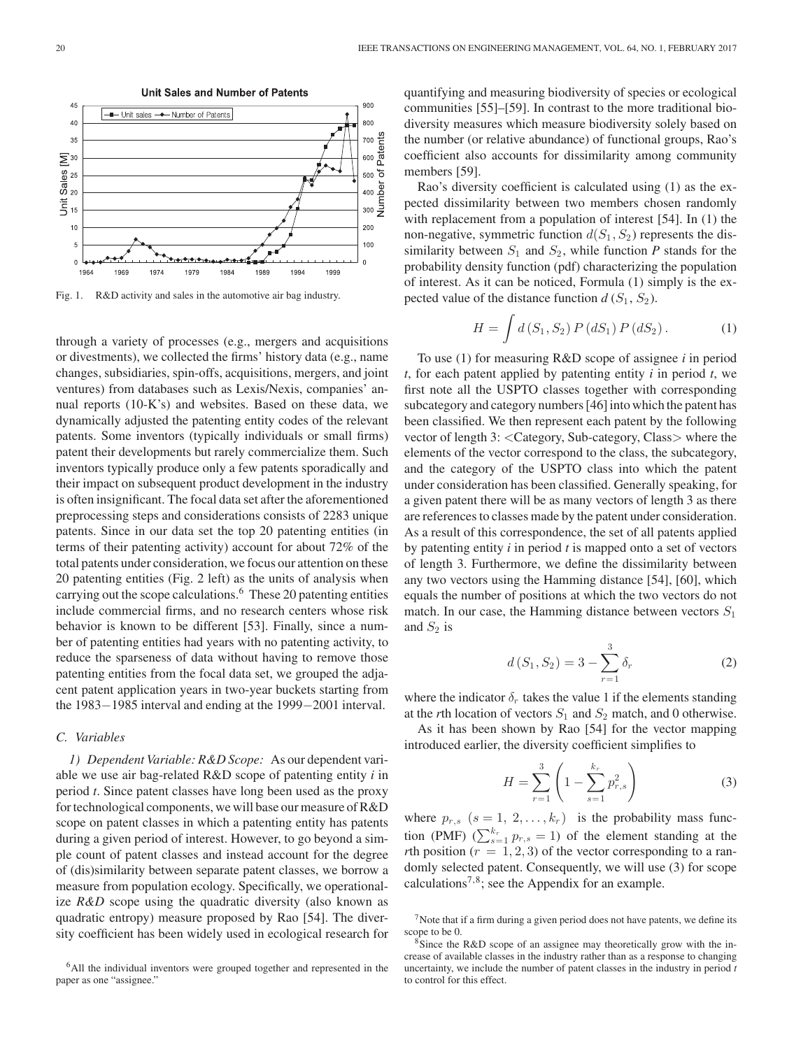Fig. 1. R&D activity and sales in the automotive air bag industry.

through a variety of processes (e.g., mergers and acquisitions or divestments), we collected the firms' history data (e.g., name changes, subsidiaries, spin-offs, acquisitions, mergers, and joint ventures) from databases such as Lexis/Nexis, companies' annual reports (10-K's) and websites. Based on these data, we dynamically adjusted the patenting entity codes of the relevant patents. Some inventors (typically individuals or small firms) patent their developments but rarely commercialize them. Such inventors typically produce only a few patents sporadically and their impact on subsequent product development in the industry is often insignificant. The focal data set after the aforementioned preprocessing steps and considerations consists of 2283 unique patents. Since in our data set the top 20 patenting entities (in terms of their patenting activity) account for about 72% of the total patents under consideration, we focus our attention on these 20 patenting entities (Fig. 2 left) as the units of analysis when carrying out the scope calculations.[6] These 20 patenting entities include commercial firms, and no research centers whose risk behavior is known to be different [53]. Finally, since a number of patenting entities had years with no patenting activity, to reduce the sparseness of data without having to remove those patenting entities from the focal data set, we grouped the adjacent patent application years in two-year buckets starting from the 1983−1985 interval and ending at the 1999−2001 interval.

### C. Variables

*1) Dependent Variable: R&D Scope:* As our dependent variable we use air bag-related R&D scope of patenting entity *i* in period *t*. Since patent classes have long been used as the proxy for technological components, we will base our measure of R&D scope on patent classes in which a patenting entity has patents during a given period of interest. However, to go beyond a simple count of patent classes and instead account for the degree of (dis)similarity between separate patent classes, we borrow a measure from population ecology. Specifically, we operationalize *R&D* scope using the quadratic diversity (also known as quadratic entropy) measure proposed by Rao [54]. The diversity coefficient has been widely used in ecological research for quantifying and measuring biodiversity of species or ecological communities [55]–[59]. In contrast to the more traditional biodiversity measures which measure biodiversity solely based on the number (or relative abundance) of functional groups, Rao's coefficient also accounts for dissimilarity among community members [59].

Rao's diversity coefficient is calculated using (1) as the expected dissimilarity between two members chosen randomly with replacement from a population of interest [54]. In (1) the non-negative, symmetric function $d(S_1, S_2)$ represents the dissimilarity between $S_1$ and $S_2$, while function *P* stands for the probability density function (pdf) characterizing the population of interest. As it can be noticed, Formula (1) simply is the expected value of the distance function $d(S_1, S_2)$.

$$H = \int d(S_1, S_2)\, P(dS_1)\, P(dS_2). \tag{1}$$

To use (1) for measuring R&D scope of assignee *i* in period *t*, for each patent applied by patenting entity *i* in period *t*, we first note all the USPTO classes together with corresponding subcategory and category numbers [46] into which the patent has been classified. We then represent each patent by the following vector of length 3: <Category, Sub-category, Class> where the elements of the vector correspond to the class, the subcategory, and the category of the USPTO class into which the patent under consideration has been classified. Generally speaking, for a given patent there will be as many vectors of length 3 as there are references to classes made by the patent under consideration. As a result of this correspondence, the set of all patents applied by patenting entity *i* in period *t* is mapped onto a set of vectors of length 3. Furthermore, we define the dissimilarity between any two vectors using the Hamming distance [54], [60], which equals the number of positions at which the two vectors do not match. In our case, the Hamming distance between vectors $S_1$ and $S_2$ is

$$d(S_1, S_2) = 3 - \sum_{r=1}^{3} \delta_r \tag{2}$$

where the indicator $\delta_r$ takes the value 1 if the elements standing at the *r*th location of vectors $S_1$ and $S_2$ match, and 0 otherwise.

As it has been shown by Rao [54] for the vector mapping introduced earlier, the diversity coefficient simplifies to

$$H = \sum_{r=1}^{3} \left( 1 - \sum_{s=1}^{k_r} p_{r,s}^2 \right) \tag{3}$$

where $p_{r,s}$ $(s = 1, 2, \ldots, k_r)$ is the probability mass function (PMF) ($\sum_{s=1}^{k_r} p_{r,s} = 1$) of the element standing at the *r*th position ($r = 1, 2, 3$) of the vector corresponding to a randomly selected patent. Consequently, we will use (3) for scope calculations[7,8]; see the Appendix for an example.

[6] All the individual inventors were grouped together and represented in the paper as one "assignee."

[7] Note that if a firm during a given period does not have patents, we define its scope to be 0.

[8] Since the R&D scope of an assignee may theoretically grow with the increase of available classes in the industry rather than as a response to changing uncertainty, we include the number of patent classes in the industry in period *t* to control for this effect.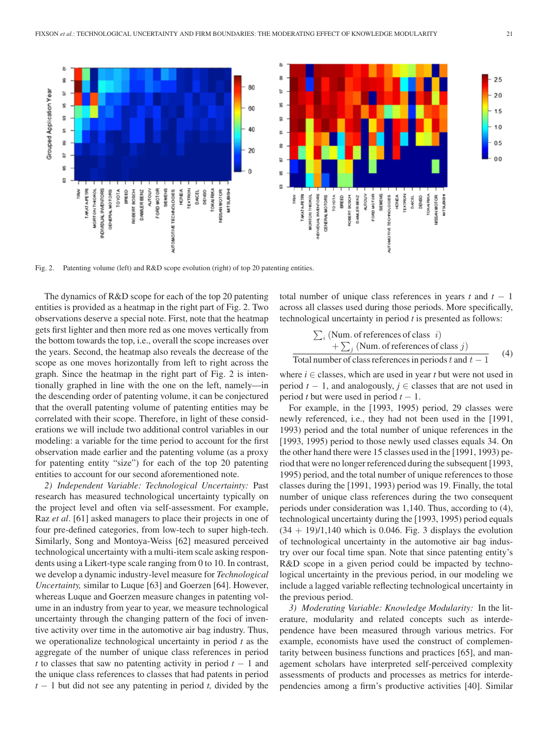Fig. 2. Patenting volume (left) and R&D scope evolution (right) of top 20 patenting entities.

The dynamics of R&D scope for each of the top 20 patenting entities is provided as a heatmap in the right part of Fig. 2. Two observations deserve a special note. First, note that the heatmap gets first lighter and then more red as one moves vertically from the bottom towards the top, i.e., overall the scope increases over the years. Second, the heatmap also reveals the decrease of the scope as one moves horizontally from left to right across the graph. Since the heatmap in the right part of Fig. 2 is intentionally graphed in line with the one on the left, namely—in the descending order of patenting volume, it can be conjectured that the overall patenting volume of patenting entities may be correlated with their scope. Therefore, in light of these considerations we will include two additional control variables in our modeling: a variable for the time period to account for the first observation made earlier and the patenting volume (as a proxy for patenting entity "size") for each of the top 20 patenting entities to account for our second aforementioned note.

*2) Independent Variable: Technological Uncertainty:* Past research has measured technological uncertainty typically on the project level and often via self-assessment. For example, Raz *et al*. [61] asked managers to place their projects in one of four pre-defined categories, from low-tech to super high-tech. Similarly, Song and Montoya-Weiss [62] measured perceived technological uncertainty with a multi-item scale asking respondents using a Likert-type scale ranging from 0 to 10. In contrast, we develop a dynamic industry-level measure for *Technological Uncertainty,* similar to Luque [63] and Goerzen [64]. However, whereas Luque and Goerzen measure changes in patenting volume in an industry from year to year, we measure technological uncertainty through the changing pattern of the foci of inventive activity over time in the automotive air bag industry. Thus, we operationalize technological uncertainty in period $t$ as the aggregate of the number of unique class references in period $t$ to classes that saw no patenting activity in period $t-1$ and the unique class references to classes that had patents in period $t-1$ but did not see any patenting in period $t,$ divided by the total number of unique class references in years $t$ and $t-1$ across all classes used during those periods. More specifically, technological uncertainty in period $t$ is presented as follows:

$$\frac{\sum_i (\text{Num. of references of class } i) + \sum_j (\text{Num. of references of class } j)}{\text{Total number of class references in periods } t \text{ and } t-1} \quad (4)$$

where $i \in$ classes, which are used in year $t$ but were not used in period $t-1$, and analogously, $j \in$ classes that are not used in period $t$ but were used in period $t-1$.

For example, in the [1993, 1995) period, 29 classes were newly referenced, i.e., they had not been used in the [1991, 1993) period and the total number of unique references in the [1993, 1995) period to those newly used classes equals 34. On the other hand there were 15 classes used in the [1991, 1993) period that were no longer referenced during the subsequent [1993, 1995) period, and the total number of unique references to those classes during the [1991, 1993) period was 19. Finally, the total number of unique class references during the two consequent periods under consideration was 1,140. Thus, according to (4), technological uncertainty during the [1993, 1995) period equals $(34 + 19)/1{,}140$ which is 0.046. Fig. 3 displays the evolution of technological uncertainty in the automotive air bag industry over our focal time span. Note that since patenting entity's R&D scope in a given period could be impacted by technological uncertainty in the previous period, in our modeling we include a lagged variable reflecting technological uncertainty in the previous period.

*3) Moderating Variable: Knowledge Modularity:* In the literature, modularity and related concepts such as interdependence have been measured through various metrics. For example, economists have used the construct of complementarity between business functions and practices [65], and management scholars have interpreted self-perceived complexity assessments of products and processes as metrics for interdependencies among a firm's productive activities [40]. Similar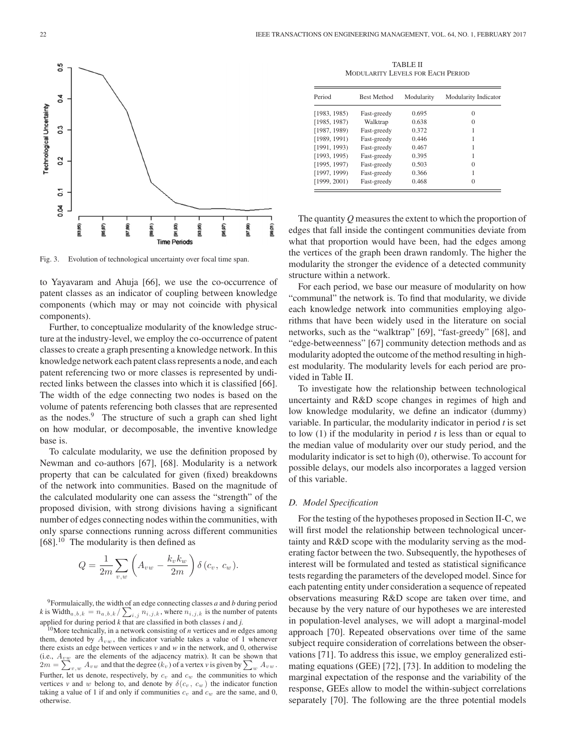Fig. 3. Evolution of technological uncertainty over focal time span.

to Yayavaram and Ahuja [66], we use the co-occurrence of patent classes as an indicator of coupling between knowledge components (which may or may not coincide with physical components).

Further, to conceptualize modularity of the knowledge structure at the industry-level, we employ the co-occurrence of patent classes to create a graph presenting a knowledge network. In this knowledge network each patent class represents a node, and each patent referencing two or more classes is represented by undirected links between the classes into which it is classified [66]. The width of the edge connecting two nodes is based on the volume of patents referencing both classes that are represented as the nodes.[9] The structure of such a graph can shed light on how modular, or decomposable, the inventive knowledge base is.

To calculate modularity, we use the definition proposed by Newman and co-authors [67], [68]. Modularity is a network property that can be calculated for given (fixed) breakdowns of the network into communities. Based on the magnitude of the calculated modularity one can assess the "strength" of the proposed division, with strong divisions having a significant number of edges connecting nodes within the communities, with only sparse connections running across different communities [68].[10] The modularity is then defined as

$$Q = \frac{1}{2m} \sum_{v,w} \left( A_{vw} - \frac{k_v k_w}{2m} \right) \delta\left(c_v,\ c_w\right).$$

[9]Formulaically, the width of an edge connecting classes *a* and *b* during period *k* is $\text{Width}_{a,b,k} = n_{a,b,k} / \sum_{i,j} n_{i,j,k}$, where $n_{i,j,k}$ is the number of patents applied for during period *k* that are classified in both classes *i* and *j*.

[10]More technically, in a network consisting of *n* vertices and *m* edges among them, denoted by $A_{vw}$, the indicator variable takes a value of 1 whenever there exists an edge between vertices *v* and *w* in the network, and 0, otherwise (i.e., $A_{vw}$ are the elements of the adjacency matrix). It can be shown that $2m = \sum_{v,w} A_{vw}$ and that the degree ($k_v$) of a vertex *v* is given by $\sum_w A_{vw}$. Further, let us denote, respectively, by $c_v$ and $c_w$ the communities to which vertices *v* and *w* belong to, and denote by $\delta(c_v,\ c_w)$ the indicator function taking a value of 1 if and only if communities $c_v$ and $c_w$ are the same, and 0, otherwise.

TABLE II
MODULARITY LEVELS FOR EACH PERIOD

| Period | Best Method | Modularity | Modularity Indicator |
|---|---|---|---|
| [1983, 1985) | Fast-greedy | 0.695 | 0 |
| [1985, 1987) | Walktrap | 0.638 | 0 |
| [1987, 1989) | Fast-greedy | 0.372 | 1 |
| [1989, 1991) | Fast-greedy | 0.446 | 1 |
| [1991, 1993) | Fast-greedy | 0.467 | 1 |
| [1993, 1995) | Fast-greedy | 0.395 | 1 |
| [1995, 1997) | Fast-greedy | 0.503 | 0 |
| [1997, 1999) | Fast-greedy | 0.366 | 1 |
| [1999, 2001) | Fast-greedy | 0.468 | 0 |

The quantity *Q* measures the extent to which the proportion of edges that fall inside the contingent communities deviate from what that proportion would have been, had the edges among the vertices of the graph been drawn randomly. The higher the modularity the stronger the evidence of a detected community structure within a network.

For each period, we base our measure of modularity on how "communal" the network is. To find that modularity, we divide each knowledge network into communities employing algorithms that have been widely used in the literature on social networks, such as the "walktrap" [69], "fast-greedy" [68], and "edge-betweenness" [67] community detection methods and as modularity adopted the outcome of the method resulting in highest modularity. The modularity levels for each period are provided in Table II.

To investigate how the relationship between technological uncertainty and R&D scope changes in regimes of high and low knowledge modularity, we define an indicator (dummy) variable. In particular, the modularity indicator in period *t* is set to low (1) if the modularity in period *t* is less than or equal to the median value of modularity over our study period, and the modularity indicator is set to high (0), otherwise. To account for possible delays, our models also incorporates a lagged version of this variable.

### *D. Model Specification*

For the testing of the hypotheses proposed in Section II-C, we will first model the relationship between technological uncertainty and R&D scope with the modularity serving as the moderating factor between the two. Subsequently, the hypotheses of interest will be formulated and tested as statistical significance tests regarding the parameters of the developed model. Since for each patenting entity under consideration a sequence of repeated observations measuring R&D scope are taken over time, and because by the very nature of our hypotheses we are interested in population-level analyses, we will adopt a marginal-model approach [70]. Repeated observations over time of the same subject require consideration of correlations between the observations [71]. To address this issue, we employ generalized estimating equations (GEE) [72], [73]. In addition to modeling the marginal expectation of the response and the variability of the response, GEEs allow to model the within-subject correlations separately [70]. The following are the three potential models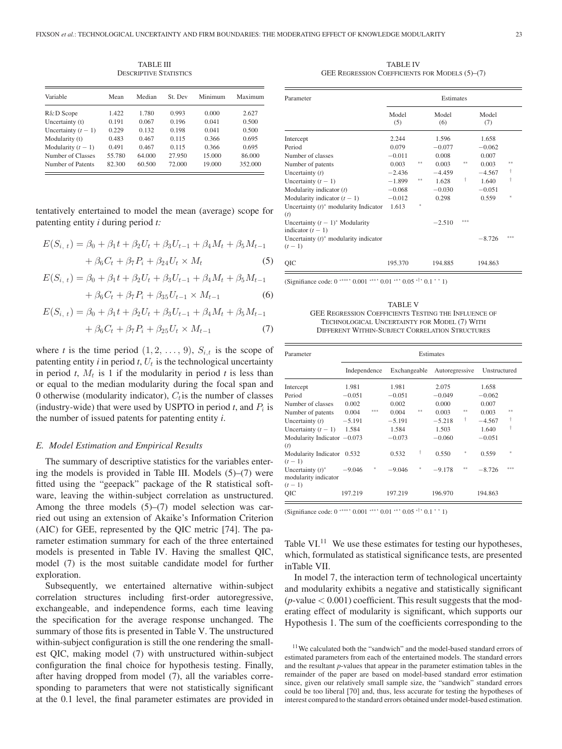TABLE III
DESCRIPTIVE STATISTICS

| Variable | Mean | Median | St. Dev | Minimum | Maximum |
|---|---|---|---|---|---|
| R&D Scope | 1.422 | 1.780 | 0.993 | 0.000 | 2.627 |
| Uncertainty (t) | 0.191 | 0.067 | 0.196 | 0.041 | 0.500 |
| Uncertainty $(t-1)$ | 0.229 | 0.132 | 0.198 | 0.041 | 0.500 |
| Modularity (t) | 0.483 | 0.467 | 0.115 | 0.366 | 0.695 |
| Modularity $(t-1)$ | 0.491 | 0.467 | 0.115 | 0.366 | 0.695 |
| Number of Classes | 55.780 | 64.000 | 27.950 | 15.000 | 86.000 |
| Number of Patents | 82.300 | 60.500 | 72.000 | 19.000 | 352.000 |

tentatively entertained to model the mean (average) scope for patenting entity *i* during period *t:*

$$E(S_{i,\,t}) = \beta_0 + \beta_1 t + \beta_2 U_t + \beta_3 U_{t-1} + \beta_4 M_t + \beta_5 M_{t-1} + \beta_6 C_t + \beta_7 P_i + \beta_{24} U_t \times M_t \quad (5)$$

$$E(S_{i,\,t}) = \beta_0 + \beta_1 t + \beta_2 U_t + \beta_3 U_{t-1} + \beta_4 M_t + \beta_5 M_{t-1} + \beta_6 C_t + \beta_7 P_i + \beta_{35} U_{t-1} \times M_{t-1} \quad (6)$$

$$E(S_{i,\,t}) = \beta_0 + \beta_1 t + \beta_2 U_t + \beta_3 U_{t-1} + \beta_4 M_t + \beta_5 M_{t-1} + \beta_6 C_t + \beta_7 P_i + \beta_{25} U_t \times M_{t-1} \quad (7)$$

where *t* is the time period $(1, 2, \ldots, 9)$, $S_{i,t}$ is the scope of patenting entity *i* in period *t*, $U_t$ is the technological uncertainty in period *t*, $M_t$ is 1 if the modularity in period *t* is less than or equal to the median modularity during the focal span and 0 otherwise (modularity indicator), $C_t$ is the number of classes (industry-wide) that were used by USPTO in period *t*, and $P_i$ is the number of issued patents for patenting entity *i*.

### *E. Model Estimation and Empirical Results*

The summary of descriptive statistics for the variables entering the models is provided in Table III. Models (5)–(7) were fitted using the "geepack" package of the R statistical software, leaving the within-subject correlation as unstructured. Among the three models (5)–(7) model selection was carried out using an extension of Akaike's Information Criterion (AIC) for GEE, represented by the QIC metric [74]. The parameter estimation summary for each of the three entertained models is presented in Table IV. Having the smallest QIC, model (7) is the most suitable candidate model for further exploration.

Subsequently, we entertained alternative within-subject correlation structures including first-order autoregressive, exchangeable, and independence forms, each time leaving the specification for the average response unchanged. The summary of those fits is presented in Table V. The unstructured within-subject configuration is still the one rendering the smallest QIC, making model (7) with unstructured within-subject configuration the final choice for hypothesis testing. Finally, after having dropped from model (7), all the variables corresponding to parameters that were not statistically significant at the 0.1 level, the final parameter estimates are provided in

TABLE IV
GEE REGRESSION COEFFICIENTS FOR MODELS (5)–(7)

| Parameter | Estimates | | | | | |
|---|---|---|---|---|---|---|
| | Model (5) | | Model (6) | | Model (7) | |
| Intercept | 2.244 | | 1.596 | | 1.658 | |
| Period | 0.079 | | −0.077 | | −0.062 | |
| Number of classes | −0.011 | | 0.008 | | 0.007 | |
| Number of patents | 0.003 | ** | 0.003 | ** | 0.003 | ** |
| Uncertainty (*t*) | −2.436 | | −4.459 | | −4.567 | † |
| Uncertainty $(t-1)$ | −1.899 | ** | 1.628 | † | 1.640 | † |
| Modularity indicator (*t*) | −0.068 | | −0.030 | | −0.051 | |
| Modularity indicator $(t-1)$ | −0.012 | | 0.298 | | 0.559 | * |
| Uncertainty (*t*)* modularity Indicator (*t*) | 1.613 | * | | | | |
| Uncertainty $(t-1)$* Modularity indicator $(t-1)$ | | | −2.510 | *** | | |
| Uncertainty (*t*)* modularity indicator $(t-1)$ | | | | | −8.726 | *** |
| QIC | 195.370 | | 194.885 | | 194.863 | |

(Significance code: 0 '***' 0.001 '**' 0.01 '*' 0.05 '†' 0.1 ' ' 1)

TABLE V
GEE REGRESSION COEFFICIENTS TESTING THE INFLUENCE OF TECHNOLOGICAL UNCERTAINTY FOR MODEL (7) WITH DIFFERENT WITHIN-SUBJECT CORRELATION STRUCTURES

| Parameter | Estimates | | | | | | | |
|---|---|---|---|---|---|---|---|---|
| | Independence | | Exchangeable | | Autoregressive | | Unstructured | |
| Intercept | 1.981 | | 1.981 | | 2.075 | | 1.658 | |
| Period | −0.051 | | −0.051 | | −0.049 | | −0.062 | |
| Number of classes | 0.002 | | 0.002 | | 0.000 | | 0.007 | |
| Number of patents | 0.004 | *** | 0.004 | ** | 0.003 | ** | 0.003 | ** |
| Uncertainty (*t*) | −5.191 | | −5.191 | | −5.218 | † | −4.567 | † |
| Uncertainty $(t-1)$ | 1.584 | | 1.584 | | 1.503 | | 1.640 | † |
| Modularity Indicator (*t*) | −0.073 | | −0.073 | | −0.060 | | −0.051 | |
| Modularity Indicator $(t-1)$ | 0.532 | | 0.532 | † | 0.550 | * | 0.559 | * |
| Uncertainty (*t*)* modularity indicator $(t-1)$ | −9.046 | * | −9.046 | * | −9.178 | ** | −8.726 | *** |
| QIC | 197.219 | | 197.219 | | 196.970 | | 194.863 | |

(Significance code: 0 '***' 0.001 '**' 0.01 '*' 0.05 '†' 0.1 ' ' 1)

Table VI.[11] We use these estimates for testing our hypotheses, which, formulated as statistical significance tests, are presented inTable VII.

In model 7, the interaction term of technological uncertainty and modularity exhibits a negative and statistically significant (*p*-value $< 0.001$) coefficient. This result suggests that the moderating effect of modularity is significant, which supports our Hypothesis 1. The sum of the coefficients corresponding to the

[11] We calculated both the "sandwich" and the model-based standard errors of estimated parameters from each of the entertained models. The standard errors and the resultant *p*-values that appear in the parameter estimation tables in the remainder of the paper are based on model-based standard error estimation since, given our relatively small sample size, the "sandwich" standard errors could be too liberal [70] and, thus, less accurate for testing the hypotheses of interest compared to the standard errors obtained under model-based estimation.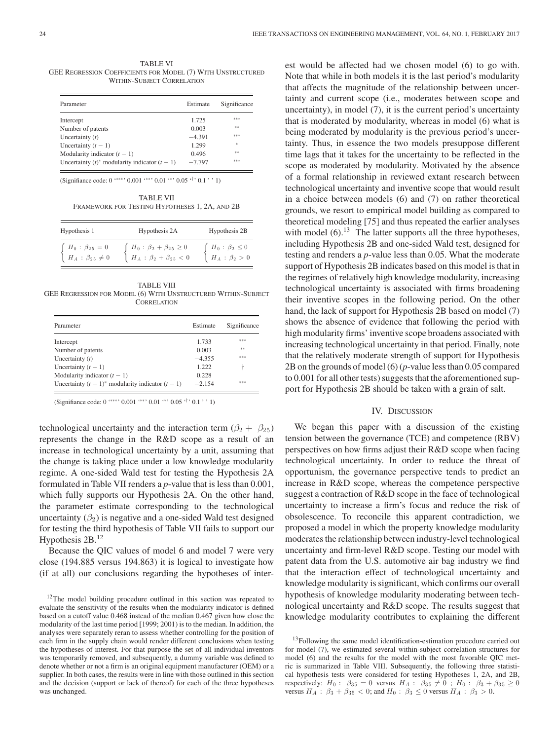TABLE VI
GEE Regression Coefficients for Model (7) With Unstructured Within-Subject Correlation

| Parameter | Estimate | Significance |
|---|---|---|
| Intercept | 1.725 | *** |
| Number of patents | 0.003 | ** |
| Uncertainty ($t$) | −4.391 | *** |
| Uncertainty ($t-1$) | 1.299 | * |
| Modularity indicator ($t-1$) | 0.496 | ** |
| Uncertainty ($t$)* modularity indicator ($t-1$) | −7.797 | *** |

(Signifiance code: 0 '***' 0.001 '**' 0.01 '*' 0.05 '†' 0.1 ' ' 1)

TABLE VII
Framework for Testing Hypotheses 1, 2A, and 2B

| Hypothesis 1 | Hypothesis 2A | Hypothesis 2B |
|---|---|---|
| $\begin{cases} H_0 : \beta_{25} = 0 \\ H_A : \beta_{25} \neq 0 \end{cases}$ | $\begin{cases} H_0 : \beta_2 + \beta_{25} \geq 0 \\ H_A : \beta_2 + \beta_{25} < 0 \end{cases}$ | $\begin{cases} H_0 : \beta_2 \leq 0 \\ H_A : \beta_2 > 0 \end{cases}$ |

TABLE VIII
GEE Regression for Model (6) With Unstructured Within-Subject Correlation

| Parameter | Estimate | Significance |
|---|---|---|
| Intercept | 1.733 | *** |
| Number of patents | 0.003 | ** |
| Uncertainty ($t$) | −4.355 | *** |
| Uncertainty ($t-1$) | 1.222 | † |
| Modularity indicator ($t-1$) | 0.228 | |
| Uncertainty ($t-1$)* modularity indicator ($t-1$) | −2.154 | *** |

(Signifiance code: 0 '***' 0.001 '**' 0.01 '*' 0.05 '†' 0.1 ' ' 1)

technological uncertainty and the interaction term ($\beta_2 + \beta_{25}$) represents the change in the R&D scope as a result of an increase in technological uncertainty by a unit, assuming that the change is taking place under a low knowledge modularity regime. A one-sided Wald test for testing the Hypothesis 2A formulated in Table VII renders a $p$-value that is less than 0.001, which fully supports our Hypothesis 2A. On the other hand, the parameter estimate corresponding to the technological uncertainty ($\beta_2$) is negative and a one-sided Wald test designed for testing the third hypothesis of Table VII fails to support our Hypothesis 2B.[12]

Because the QIC values of model 6 and model 7 were very close (194.885 versus 194.863) it is logical to investigate how (if at all) our conclusions regarding the hypotheses of interest would be affected had we chosen model (6) to go with. Note that while in both models it is the last period's modularity that affects the magnitude of the relationship between uncertainty and current scope (i.e., moderates between scope and uncertainty), in model (7), it is the current period's uncertainty that is moderated by modularity, whereas in model (6) what is being moderated by modularity is the previous period's uncertainty. Thus, in essence the two models presuppose different time lags that it takes for the uncertainty to be reflected in the scope as moderated by modularity. Motivated by the absence of a formal relationship in reviewed extant research between technological uncertainty and inventive scope that would result in a choice between models (6) and (7) on rather theoretical grounds, we resort to empirical model building as compared to theoretical modeling [75] and thus repeated the earlier analyses with model (6).[13] The latter supports all the three hypotheses, including Hypothesis 2B and one-sided Wald test, designed for testing and renders a $p$-value less than 0.05. What the moderate support of Hypothesis 2B indicates based on this model is that in the regimes of relatively high knowledge modularity, increasing technological uncertainty is associated with firms broadening their inventive scopes in the following period. On the other hand, the lack of support for Hypothesis 2B based on model (7) shows the absence of evidence that following the period with high modularity firms' inventive scope broadens associated with increasing technological uncertainty in that period. Finally, note that the relatively moderate strength of support for Hypothesis 2B on the grounds of model (6) ($p$-value less than 0.05 compared to 0.001 for all other tests) suggests that the aforementioned support for Hypothesis 2B should be taken with a grain of salt.

## IV. Discussion

We began this paper with a discussion of the existing tension between the governance (TCE) and competence (RBV) perspectives on how firms adjust their R&D scope when facing technological uncertainty. In order to reduce the threat of opportunism, the governance perspective tends to predict an increase in R&D scope, whereas the competence perspective suggest a contraction of R&D scope in the face of technological uncertainty to increase a firm's focus and reduce the risk of obsolescence. To reconcile this apparent contradiction, we proposed a model in which the property knowledge modularity moderates the relationship between industry-level technological uncertainty and firm-level R&D scope. Testing our model with patent data from the U.S. automotive air bag industry we find that the interaction effect of technological uncertainty and knowledge modularity is significant, which confirms our overall hypothesis of knowledge modularity moderating between technological uncertainty and R&D scope. The results suggest that knowledge modularity contributes to explaining the different

[12] The model building procedure outlined in this section was repeated to evaluate the sensitivity of the results when the modularity indicator is defined based on a cutoff value 0.468 instead of the median 0.467 given how close the modularity of the last time period [1999; 2001) is to the median. In addition, the analyses were separately reran to assess whether controlling for the position of each firm in the supply chain would render different conclusions when testing the hypotheses of interest. For that purpose the set of all individual inventors was temporarily removed, and subsequently, a dummy variable was defined to denote whether or not a firm is an original equipment manufacturer (OEM) or a supplier. In both cases, the results were in line with those outlined in this section and the decision (support or lack of thereof) for each of the three hypotheses was unchanged.

[13] Following the same model identification-estimation procedure carried out for model (7), we estimated several within-subject correlation structures for model (6) and the results for the model with the most favorable QIC metric is summarized in Table VIII. Subsequently, the following three statistical hypothesis tests were considered for testing Hypotheses 1, 2A, and 2B, respectively: $H_0 : \beta_{35} = 0$ versus $H_A : \beta_{35} \neq 0$ ; $H_0 : \beta_3 + \beta_{35} \geq 0$ versus $H_A : \beta_3 + \beta_{35} < 0$; and $H_0 : \beta_3 \leq 0$ versus $H_A : \beta_3 > 0$.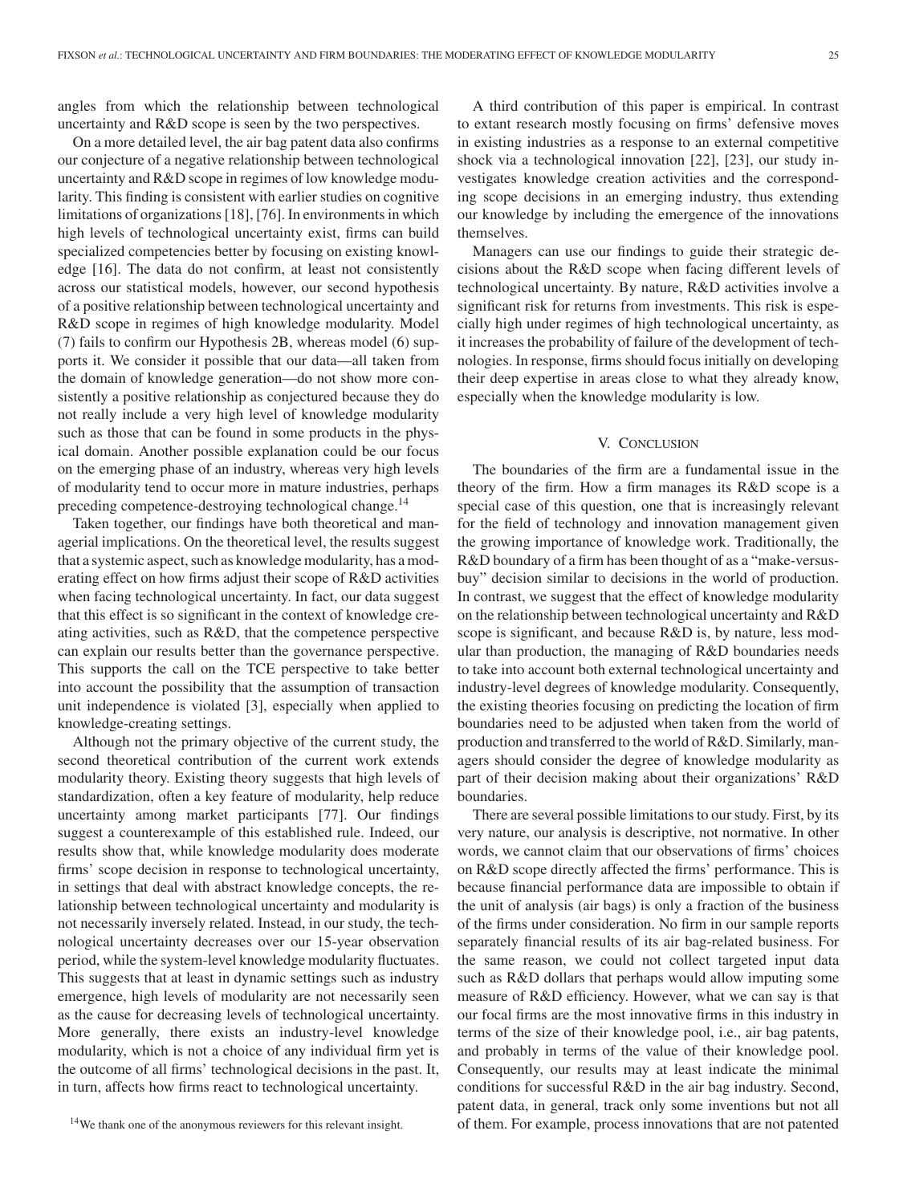angles from which the relationship between technological uncertainty and R&D scope is seen by the two perspectives.

On a more detailed level, the air bag patent data also confirms our conjecture of a negative relationship between technological uncertainty and R&D scope in regimes of low knowledge modularity. This finding is consistent with earlier studies on cognitive limitations of organizations [18], [76]. In environments in which high levels of technological uncertainty exist, firms can build specialized competencies better by focusing on existing knowledge [16]. The data do not confirm, at least not consistently across our statistical models, however, our second hypothesis of a positive relationship between technological uncertainty and R&D scope in regimes of high knowledge modularity. Model (7) fails to confirm our Hypothesis 2B, whereas model (6) supports it. We consider it possible that our data—all taken from the domain of knowledge generation—do not show more consistently a positive relationship as conjectured because they do not really include a very high level of knowledge modularity such as those that can be found in some products in the physical domain. Another possible explanation could be our focus on the emerging phase of an industry, whereas very high levels of modularity tend to occur more in mature industries, perhaps preceding competence-destroying technological change.[14]

Taken together, our findings have both theoretical and managerial implications. On the theoretical level, the results suggest that a systemic aspect, such as knowledge modularity, has a moderating effect on how firms adjust their scope of R&D activities when facing technological uncertainty. In fact, our data suggest that this effect is so significant in the context of knowledge creating activities, such as R&D, that the competence perspective can explain our results better than the governance perspective. This supports the call on the TCE perspective to take better into account the possibility that the assumption of transaction unit independence is violated [3], especially when applied to knowledge-creating settings.

Although not the primary objective of the current study, the second theoretical contribution of the current work extends modularity theory. Existing theory suggests that high levels of standardization, often a key feature of modularity, help reduce uncertainty among market participants [77]. Our findings suggest a counterexample of this established rule. Indeed, our results show that, while knowledge modularity does moderate firms' scope decision in response to technological uncertainty, in settings that deal with abstract knowledge concepts, the relationship between technological uncertainty and modularity is not necessarily inversely related. Instead, in our study, the technological uncertainty decreases over our 15-year observation period, while the system-level knowledge modularity fluctuates. This suggests that at least in dynamic settings such as industry emergence, high levels of modularity are not necessarily seen as the cause for decreasing levels of technological uncertainty. More generally, there exists an industry-level knowledge modularity, which is not a choice of any individual firm yet is the outcome of all firms' technological decisions in the past. It, in turn, affects how firms react to technological uncertainty.

[14]We thank one of the anonymous reviewers for this relevant insight.

A third contribution of this paper is empirical. In contrast to extant research mostly focusing on firms' defensive moves in existing industries as a response to an external competitive shock via a technological innovation [22], [23], our study investigates knowledge creation activities and the corresponding scope decisions in an emerging industry, thus extending our knowledge by including the emergence of the innovations themselves.

Managers can use our findings to guide their strategic decisions about the R&D scope when facing different levels of technological uncertainty. By nature, R&D activities involve a significant risk for returns from investments. This risk is especially high under regimes of high technological uncertainty, as it increases the probability of failure of the development of technologies. In response, firms should focus initially on developing their deep expertise in areas close to what they already know, especially when the knowledge modularity is low.

## V. Conclusion

The boundaries of the firm are a fundamental issue in the theory of the firm. How a firm manages its R&D scope is a special case of this question, one that is increasingly relevant for the field of technology and innovation management given the growing importance of knowledge work. Traditionally, the R&D boundary of a firm has been thought of as a "make-versus-buy" decision similar to decisions in the world of production. In contrast, we suggest that the effect of knowledge modularity on the relationship between technological uncertainty and R&D scope is significant, and because R&D is, by nature, less modular than production, the managing of R&D boundaries needs to take into account both external technological uncertainty and industry-level degrees of knowledge modularity. Consequently, the existing theories focusing on predicting the location of firm boundaries need to be adjusted when taken from the world of production and transferred to the world of R&D. Similarly, managers should consider the degree of knowledge modularity as part of their decision making about their organizations' R&D boundaries.

There are several possible limitations to our study. First, by its very nature, our analysis is descriptive, not normative. In other words, we cannot claim that our observations of firms' choices on R&D scope directly affected the firms' performance. This is because financial performance data are impossible to obtain if the unit of analysis (air bags) is only a fraction of the business of the firms under consideration. No firm in our sample reports separately financial results of its air bag-related business. For the same reason, we could not collect targeted input data such as R&D dollars that perhaps would allow imputing some measure of R&D efficiency. However, what we can say is that our focal firms are the most innovative firms in this industry in terms of the size of their knowledge pool, i.e., air bag patents, and probably in terms of the value of their knowledge pool. Consequently, our results may at least indicate the minimal conditions for successful R&D in the air bag industry. Second, patent data, in general, track only some inventions but not all of them. For example, process innovations that are not patented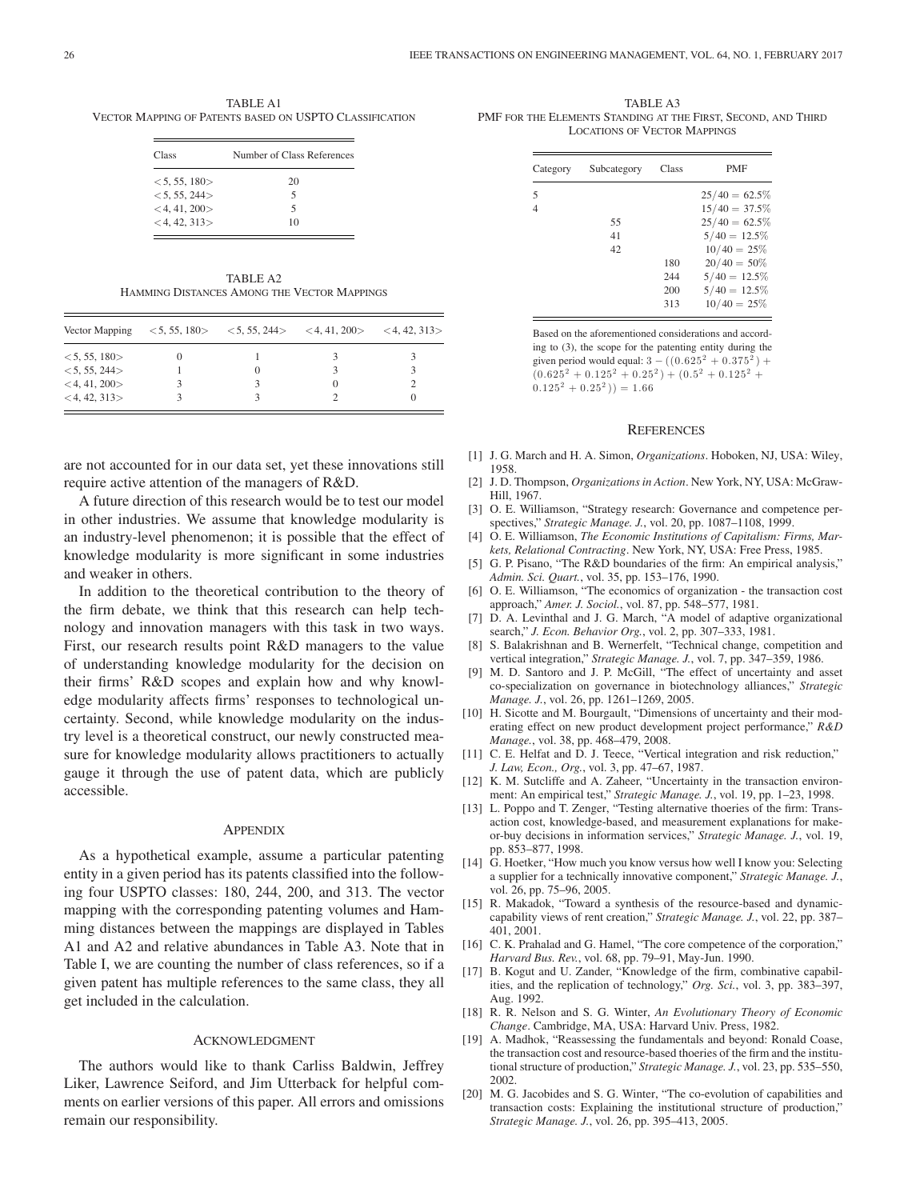TABLE A1
VECTOR MAPPING OF PATENTS BASED ON USPTO CLASSIFICATION

| Class | Number of Class References |
|---|---|
| <5, 55, 180> | 20 |
| <5, 55, 244> | 5 |
| <4, 41, 200> | 5 |
| <4, 42, 313> | 10 |

TABLE A2
HAMMING DISTANCES AMONG THE VECTOR MAPPINGS

| Vector Mapping | <5, 55, 180> | <5, 55, 244> | <4, 41, 200> | <4, 42, 313> |
|---|---|---|---|---|
| <5, 55, 180> | 0 | 1 | 3 | 3 |
| <5, 55, 244> | 1 | 0 | 3 | 3 |
| <4, 41, 200> | 3 | 3 | 0 | 2 |
| <4, 42, 313> | 3 | 3 | 2 | 0 |

are not accounted for in our data set, yet these innovations still require active attention of the managers of R&D.

A future direction of this research would be to test our model in other industries. We assume that knowledge modularity is an industry-level phenomenon; it is possible that the effect of knowledge modularity is more significant in some industries and weaker in others.

In addition to the theoretical contribution to the theory of the firm debate, we think that this research can help technology and innovation managers with this task in two ways. First, our research results point R&D managers to the value of understanding knowledge modularity for the decision on their firms' R&D scopes and explain how and why knowledge modularity affects firms' responses to technological uncertainty. Second, while knowledge modularity on the industry level is a theoretical construct, our newly constructed measure for knowledge modularity allows practitioners to actually gauge it through the use of patent data, which are publicly accessible.

## APPENDIX

As a hypothetical example, assume a particular patenting entity in a given period has its patents classified into the following four USPTO classes: 180, 244, 200, and 313. The vector mapping with the corresponding patenting volumes and Hamming distances between the mappings are displayed in Tables A1 and A2 and relative abundances in Table A3. Note that in Table I, we are counting the number of class references, so if a given patent has multiple references to the same class, they all get included in the calculation.

## ACKNOWLEDGMENT

The authors would like to thank Carliss Baldwin, Jeffrey Liker, Lawrence Seiford, and Jim Utterback for helpful comments on earlier versions of this paper. All errors and omissions remain our responsibility.

TABLE A3
PMF FOR THE ELEMENTS STANDING AT THE FIRST, SECOND, AND THIRD LOCATIONS OF VECTOR MAPPINGS

| Category | Subcategory | Class | PMF |
|---|---|---|---|
| 5 | | | $25/40 = 62.5\%$ |
| 4 | | | $15/40 = 37.5\%$ |
| | 55 | | $25/40 = 62.5\%$ |
| | 41 | | $5/40 = 12.5\%$ |
| | 42 | | $10/40 = 25\%$ |
| | | 180 | $20/40 = 50\%$ |
| | | 244 | $5/40 = 12.5\%$ |
| | | 200 | $5/40 = 12.5\%$ |
| | | 313 | $10/40 = 25\%$ |

Based on the aforementioned considerations and according to (3), the scope for the patenting entity during the given period would equal: $3 - ((0.625^2 + 0.375^2) + (0.625^2 + 0.125^2 + 0.25^2) + (0.5^2 + 0.125^2 + 0.125^2 + 0.25^2)) = 1.66$

## REFERENCES

[1] J. G. March and H. A. Simon, *Organizations*. Hoboken, NJ, USA: Wiley, 1958.

[2] J. D. Thompson, *Organizations in Action*. New York, NY, USA: McGraw-Hill, 1967.

[3] O. E. Williamson, "Strategy research: Governance and competence perspectives," *Strategic Manage. J.*, vol. 20, pp. 1087–1108, 1999.

[4] O. E. Williamson, *The Economic Institutions of Capitalism: Firms, Markets, Relational Contracting*. New York, NY, USA: Free Press, 1985.

[5] G. P. Pisano, "The R&D boundaries of the firm: An empirical analysis," *Admin. Sci. Quart.*, vol. 35, pp. 153–176, 1990.

[6] O. E. Williamson, "The economics of organization - the transaction cost approach," *Amer. J. Sociol.*, vol. 87, pp. 548–577, 1981.

[7] D. A. Levinthal and J. G. March, "A model of adaptive organizational search," *J. Econ. Behavior Org.*, vol. 2, pp. 307–333, 1981.

[8] S. Balakrishnan and B. Wernerfelt, "Technical change, competition and vertical integration," *Strategic Manage. J.*, vol. 7, pp. 347–359, 1986.

[9] M. D. Santoro and J. P. McGill, "The effect of uncertainty and asset co-specialization on governance in biotechnology alliances," *Strategic Manage. J.*, vol. 26, pp. 1261–1269, 2005.

[10] H. Sicotte and M. Bourgault, "Dimensions of uncertainty and their moderating effect on new product development project performance," *R&D Manage.*, vol. 38, pp. 468–479, 2008.

[11] C. E. Helfat and D. J. Teece, "Vertical integration and risk reduction," *J. Law, Econ., Org.*, vol. 3, pp. 47–67, 1987.

[12] K. M. Sutcliffe and A. Zaheer, "Uncertainty in the transaction environment: An empirical test," *Strategic Manage. J.*, vol. 19, pp. 1–23, 1998.

[13] L. Poppo and T. Zenger, "Testing alternative thoeries of the firm: Transaction cost, knowledge-based, and measurement explanations for make-or-buy decisions in information services," *Strategic Manage. J.*, vol. 19, pp. 853–877, 1998.

[14] G. Hoetker, "How much you know versus how well I know you: Selecting a supplier for a technically innovative component," *Strategic Manage. J.*, vol. 26, pp. 75–96, 2005.

[15] R. Makadok, "Toward a synthesis of the resource-based and dynamic-capability views of rent creation," *Strategic Manage. J.*, vol. 22, pp. 387–401, 2001.

[16] C. K. Prahalad and G. Hamel, "The core competence of the corporation," *Harvard Bus. Rev.*, vol. 68, pp. 79–91, May-Jun. 1990.

[17] B. Kogut and U. Zander, "Knowledge of the firm, combinative capabilities, and the replication of technology," *Org. Sci.*, vol. 3, pp. 383–397, Aug. 1992.

[18] R. R. Nelson and S. G. Winter, *An Evolutionary Theory of Economic Change*. Cambridge, MA, USA: Harvard Univ. Press, 1982.

[19] A. Madhok, "Reassessing the fundamentals and beyond: Ronald Coase, the transaction cost and resource-based thoeries of the firm and the institutional structure of production," *Strategic Manage. J.*, vol. 23, pp. 535–550, 2002.

[20] M. G. Jacobides and S. G. Winter, "The co-evolution of capabilities and transaction costs: Explaining the institutional structure of production," *Strategic Manage. J.*, vol. 26, pp. 395–413, 2005.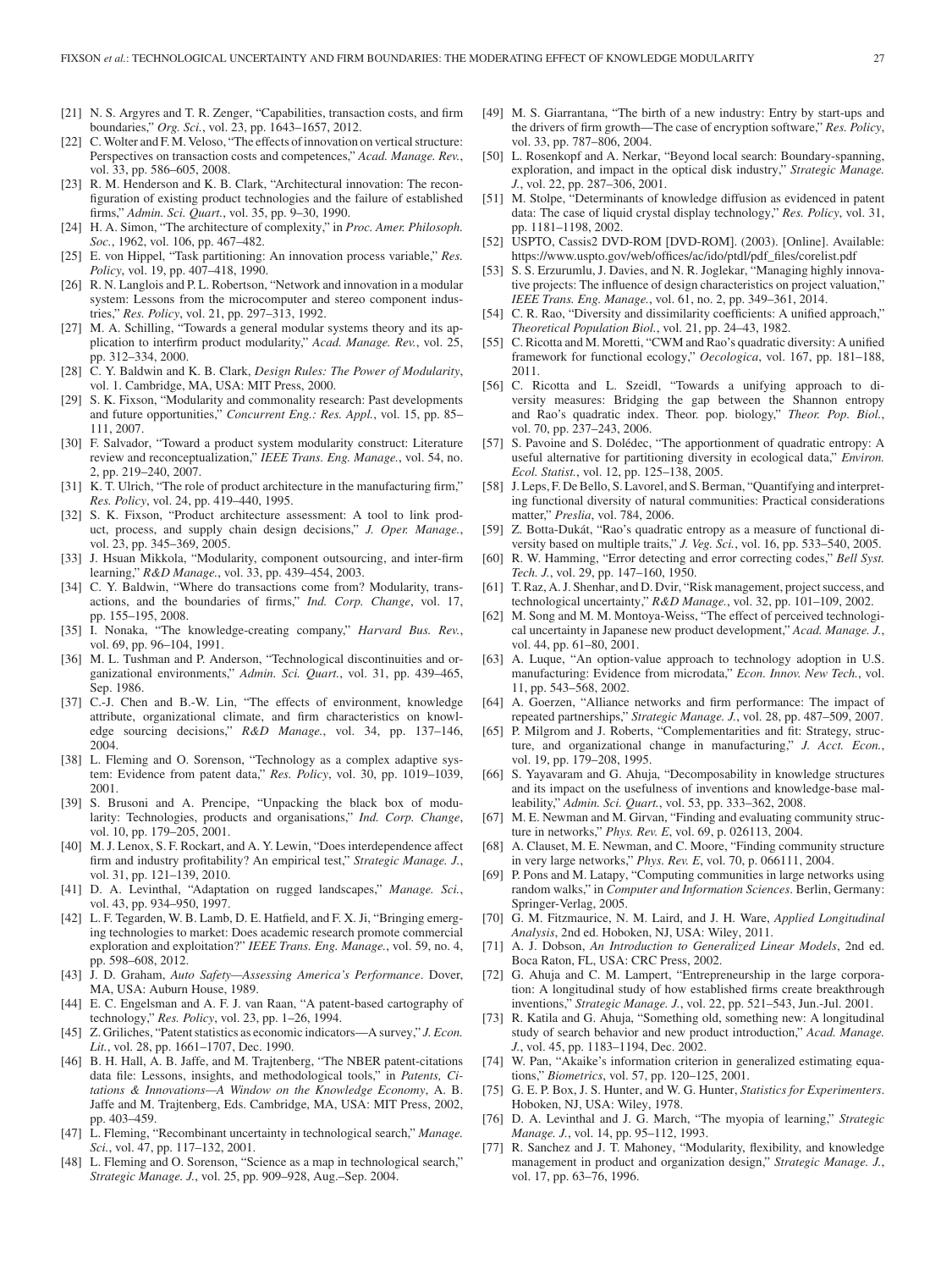[21] N. S. Argyres and T. R. Zenger, "Capabilities, transaction costs, and firm boundaries," *Org. Sci.*, vol. 23, pp. 1643–1657, 2012.

[22] C. Wolter and F. M. Veloso, "The effects of innovation on vertical structure: Perspectives on transaction costs and competences," *Acad. Manage. Rev.*, vol. 33, pp. 586–605, 2008.

[23] R. M. Henderson and K. B. Clark, "Architectural innovation: The reconfiguration of existing product technologies and the failure of established firms," *Admin. Sci. Quart.*, vol. 35, pp. 9–30, 1990.

[24] H. A. Simon, "The architecture of complexity," in *Proc. Amer. Philosoph. Soc.*, 1962, vol. 106, pp. 467–482.

[25] E. von Hippel, "Task partitioning: An innovation process variable," *Res. Policy*, vol. 19, pp. 407–418, 1990.

[26] R. N. Langlois and P. L. Robertson, "Network and innovation in a modular system: Lessons from the microcomputer and stereo component industries," *Res. Policy*, vol. 21, pp. 297–313, 1992.

[27] M. A. Schilling, "Towards a general modular systems theory and its application to interfirm product modularity," *Acad. Manage. Rev.*, vol. 25, pp. 312–334, 2000.

[28] C. Y. Baldwin and K. B. Clark, *Design Rules: The Power of Modularity*, vol. 1. Cambridge, MA, USA: MIT Press, 2000.

[29] S. K. Fixson, "Modularity and commonality research: Past developments and future opportunities," *Concurrent Eng.: Res. Appl.*, vol. 15, pp. 85–111, 2007.

[30] F. Salvador, "Toward a product system modularity construct: Literature review and reconceptualization," *IEEE Trans. Eng. Manage.*, vol. 54, no. 2, pp. 219–240, 2007.

[31] K. T. Ulrich, "The role of product architecture in the manufacturing firm," *Res. Policy*, vol. 24, pp. 419–440, 1995.

[32] S. K. Fixson, "Product architecture assessment: A tool to link product, process, and supply chain design decisions," *J. Oper. Manage.*, vol. 23, pp. 345–369, 2005.

[33] J. Hsuan Mikkola, "Modularity, component outsourcing, and inter-firm learning," *R&D Manage.*, vol. 33, pp. 439–454, 2003.

[34] C. Y. Baldwin, "Where do transactions come from? Modularity, transactions, and the boundaries of firms," *Ind. Corp. Change*, vol. 17, pp. 155–195, 2008.

[35] I. Nonaka, "The knowledge-creating company," *Harvard Bus. Rev.*, vol. 69, pp. 96–104, 1991.

[36] M. L. Tushman and P. Anderson, "Technological discontinuities and organizational environments," *Admin. Sci. Quart.*, vol. 31, pp. 439–465, Sep. 1986.

[37] C.-J. Chen and B.-W. Lin, "The effects of environment, knowledge attribute, organizational climate, and firm characteristics on knowledge sourcing decisions," *R&D Manage.*, vol. 34, pp. 137–146, 2004.

[38] L. Fleming and O. Sorenson, "Technology as a complex adaptive system: Evidence from patent data," *Res. Policy*, vol. 30, pp. 1019–1039, 2001.

[39] S. Brusoni and A. Prencipe, "Unpacking the black box of modularity: Technologies, products and organisations," *Ind. Corp. Change*, vol. 10, pp. 179–205, 2001.

[40] M. J. Lenox, S. F. Rockart, and A. Y. Lewin, "Does interdependence affect firm and industry profitability? An empirical test," *Strategic Manage. J.*, vol. 31, pp. 121–139, 2010.

[41] D. A. Levinthal, "Adaptation on rugged landscapes," *Manage. Sci.*, vol. 43, pp. 934–950, 1997.

[42] L. F. Tegarden, W. B. Lamb, D. E. Hatfield, and F. X. Ji, "Bringing emerging technologies to market: Does academic research promote commercial exploration and exploitation?" *IEEE Trans. Eng. Manage.*, vol. 59, no. 4, pp. 598–608, 2012.

[43] J. D. Graham, *Auto Safety—Assessing America's Performance*. Dover, MA, USA: Auburn House, 1989.

[44] E. C. Engelsman and A. F. J. van Raan, "A patent-based cartography of technology," *Res. Policy*, vol. 23, pp. 1–26, 1994.

[45] Z. Griliches, "Patent statistics as economic indicators—A survey," *J. Econ. Lit.*, vol. 28, pp. 1661–1707, Dec. 1990.

[46] B. H. Hall, A. B. Jaffe, and M. Trajtenberg, "The NBER patent-citations data file: Lessons, insights, and methodological tools," in *Patents, Citations & Innovations—A Window on the Knowledge Economy*, A. B. Jaffe and M. Trajtenberg, Eds. Cambridge, MA, USA: MIT Press, 2002, pp. 403–459.

[47] L. Fleming, "Recombinant uncertainty in technological search," *Manage. Sci.*, vol. 47, pp. 117–132, 2001.

[48] L. Fleming and O. Sorenson, "Science as a map in technological search," *Strategic Manage. J.*, vol. 25, pp. 909–928, Aug.–Sep. 2004.

[49] M. S. Giarrantana, "The birth of a new industry: Entry by start-ups and the drivers of firm growth—The case of encryption software," *Res. Policy*, vol. 33, pp. 787–806, 2004.

[50] L. Rosenkopf and A. Nerkar, "Beyond local search: Boundary-spanning, exploration, and impact in the optical disk industry," *Strategic Manage. J.*, vol. 22, pp. 287–306, 2001.

[51] M. Stolpe, "Determinants of knowledge diffusion as evidenced in patent data: The case of liquid crystal display technology," *Res. Policy*, vol. 31, pp. 1181–1198, 2002.

[52] USPTO, Cassis2 DVD-ROM [DVD-ROM]. (2003). [Online]. Available: https://www.uspto.gov/web/offices/ac/ido/ptdl/pdf_files/corelist.pdf

[53] S. S. Erzurumlu, J. Davies, and N. R. Joglekar, "Managing highly innovative projects: The influence of design characteristics on project valuation," *IEEE Trans. Eng. Manage.*, vol. 61, no. 2, pp. 349–361, 2014.

[54] C. R. Rao, "Diversity and dissimilarity coefficients: A unified approach," *Theoretical Population Biol.*, vol. 21, pp. 24–43, 1982.

[55] C. Ricotta and M. Moretti, "CWM and Rao's quadratic diversity: A unified framework for functional ecology," *Oecologica*, vol. 167, pp. 181–188, 2011.

[56] C. Ricotta and L. Szeidl, "Towards a unifying approach to diversity measures: Bridging the gap between the Shannon entropy and Rao's quadratic index. Theor. pop. biology," *Theor. Pop. Biol.*, vol. 70, pp. 237–243, 2006.

[57] S. Pavoine and S. Dolédec, "The apportionment of quadratic entropy: A useful alternative for partitioning diversity in ecological data," *Environ. Ecol. Statist.*, vol. 12, pp. 125–138, 2005.

[58] J. Leps, F. De Bello, S. Lavorel, and S. Berman, "Quantifying and interpreting functional diversity of natural communities: Practical considerations matter," *Preslia*, vol. 784, 2006.

[59] Z. Botta-Dukát, "Rao's quadratic entropy as a measure of functional diversity based on multiple traits," *J. Veg. Sci.*, vol. 16, pp. 533–540, 2005.

[60] R. W. Hamming, "Error detecting and error correcting codes," *Bell Syst. Tech. J.*, vol. 29, pp. 147–160, 1950.

[61] T. Raz, A. J. Shenhar, and D. Dvir, "Risk management, project success, and technological uncertainty," *R&D Manage.*, vol. 32, pp. 101–109, 2002.

[62] M. Song and M. M. Montoya-Weiss, "The effect of perceived technological uncertainty in Japanese new product development," *Acad. Manage. J.*, vol. 44, pp. 61–80, 2001.

[63] A. Luque, "An option-value approach to technology adoption in U.S. manufacturing: Evidence from microdata," *Econ. Innov. New Tech.*, vol. 11, pp. 543–568, 2002.

[64] A. Goerzen, "Alliance networks and firm performance: The impact of repeated partnerships," *Strategic Manage. J.*, vol. 28, pp. 487–509, 2007.

[65] P. Milgrom and J. Roberts, "Complementarities and fit: Strategy, structure, and organizational change in manufacturing," *J. Acct. Econ.*, vol. 19, pp. 179–208, 1995.

[66] S. Yayavaram and G. Ahuja, "Decomposability in knowledge structures and its impact on the usefulness of inventions and knowledge-base malleability," *Admin. Sci. Quart.*, vol. 53, pp. 333–362, 2008.

[67] M. E. Newman and M. Girvan, "Finding and evaluating community structure in networks," *Phys. Rev. E*, vol. 69, p. 026113, 2004.

[68] A. Clauset, M. E. Newman, and C. Moore, "Finding community structure in very large networks," *Phys. Rev. E*, vol. 70, p. 066111, 2004.

[69] P. Pons and M. Latapy, "Computing communities in large networks using random walks," in *Computer and Information Sciences*. Berlin, Germany: Springer-Verlag, 2005.

[70] G. M. Fitzmaurice, N. M. Laird, and J. H. Ware, *Applied Longitudinal Analysis*, 2nd ed. Hoboken, NJ, USA: Wiley, 2011.

[71] A. J. Dobson, *An Introduction to Generalized Linear Models*, 2nd ed. Boca Raton, FL, USA: CRC Press, 2002.

[72] G. Ahuja and C. M. Lampert, "Entrepreneurship in the large corporation: A longitudinal study of how established firms create breakthrough inventions," *Strategic Manage. J.*, vol. 22, pp. 521–543, Jun.-Jul. 2001.

[73] R. Katila and G. Ahuja, "Something old, something new: A longitudinal study of search behavior and new product introduction," *Acad. Manage. J.*, vol. 45, pp. 1183–1194, Dec. 2002.

[74] W. Pan, "Akaike's information criterion in generalized estimating equations," *Biometrics*, vol. 57, pp. 120–125, 2001.

[75] G. E. P. Box, J. S. Hunter, and W. G. Hunter, *Statistics for Experimenters*. Hoboken, NJ, USA: Wiley, 1978.

[76] D. A. Levinthal and J. G. March, "The myopia of learning," *Strategic Manage. J.*, vol. 14, pp. 95–112, 1993.

[77] R. Sanchez and J. T. Mahoney, "Modularity, flexibility, and knowledge management in product and organization design," *Strategic Manage. J.*, vol. 17, pp. 63–76, 1996.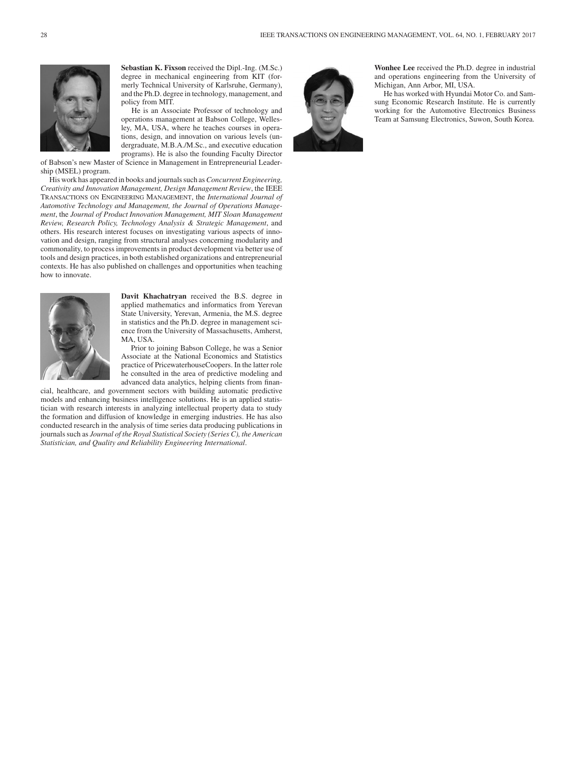**Sebastian K. Fixson** received the Dipl.-Ing. (M.Sc.) degree in mechanical engineering from KIT (formerly Technical University of Karlsruhe, Germany), and the Ph.D. degree in technology, management, and policy from MIT.

He is an Associate Professor of technology and operations management at Babson College, Wellesley, MA, USA, where he teaches courses in operations, design, and innovation on various levels (undergraduate, M.B.A./M.Sc., and executive education programs). He is also the founding Faculty Director of Babson's new Master of Science in Management in Entrepreneurial Leadership (MSEL) program.

His work has appeared in books and journals such as *Concurrent Engineering, Creativity and Innovation Management, Design Management Review*, the IEEE TRANSACTIONS ON ENGINEERING MANAGEMENT, the *International Journal of Automotive Technology and Management, the Journal of Operations Management*, the *Journal of Product Innovation Management, MIT Sloan Management Review, Research Policy, Technology Analysis & Strategic Management*, and others. His research interest focuses on investigating various aspects of innovation and design, ranging from structural analyses concerning modularity and commonality, to process improvements in product development via better use of tools and design practices, in both established organizations and entrepreneurial contexts. He has also published on challenges and opportunities when teaching how to innovate.

**Davit Khachatryan** received the B.S. degree in applied mathematics and informatics from Yerevan State University, Yerevan, Armenia, the M.S. degree in statistics and the Ph.D. degree in management science from the University of Massachusetts, Amherst, MA, USA.

Prior to joining Babson College, he was a Senior Associate at the National Economics and Statistics practice of PricewaterhouseCoopers. In the latter role he consulted in the area of predictive modeling and advanced data analytics, helping clients from financial, healthcare, and government sectors with building automatic predictive models and enhancing business intelligence solutions. He is an applied statistician with research interests in analyzing intellectual property data to study the formation and diffusion of knowledge in emerging industries. He has also conducted research in the analysis of time series data producing publications in journals such as *Journal of the Royal Statistical Society (Series C), the American Statistician, and Quality and Reliability Engineering International*.

**Wonhee Lee** received the Ph.D. degree in industrial and operations engineering from the University of Michigan, Ann Arbor, MI, USA.

He has worked with Hyundai Motor Co. and Samsung Economic Research Institute. He is currently working for the Automotive Electronics Business Team at Samsung Electronics, Suwon, South Korea.